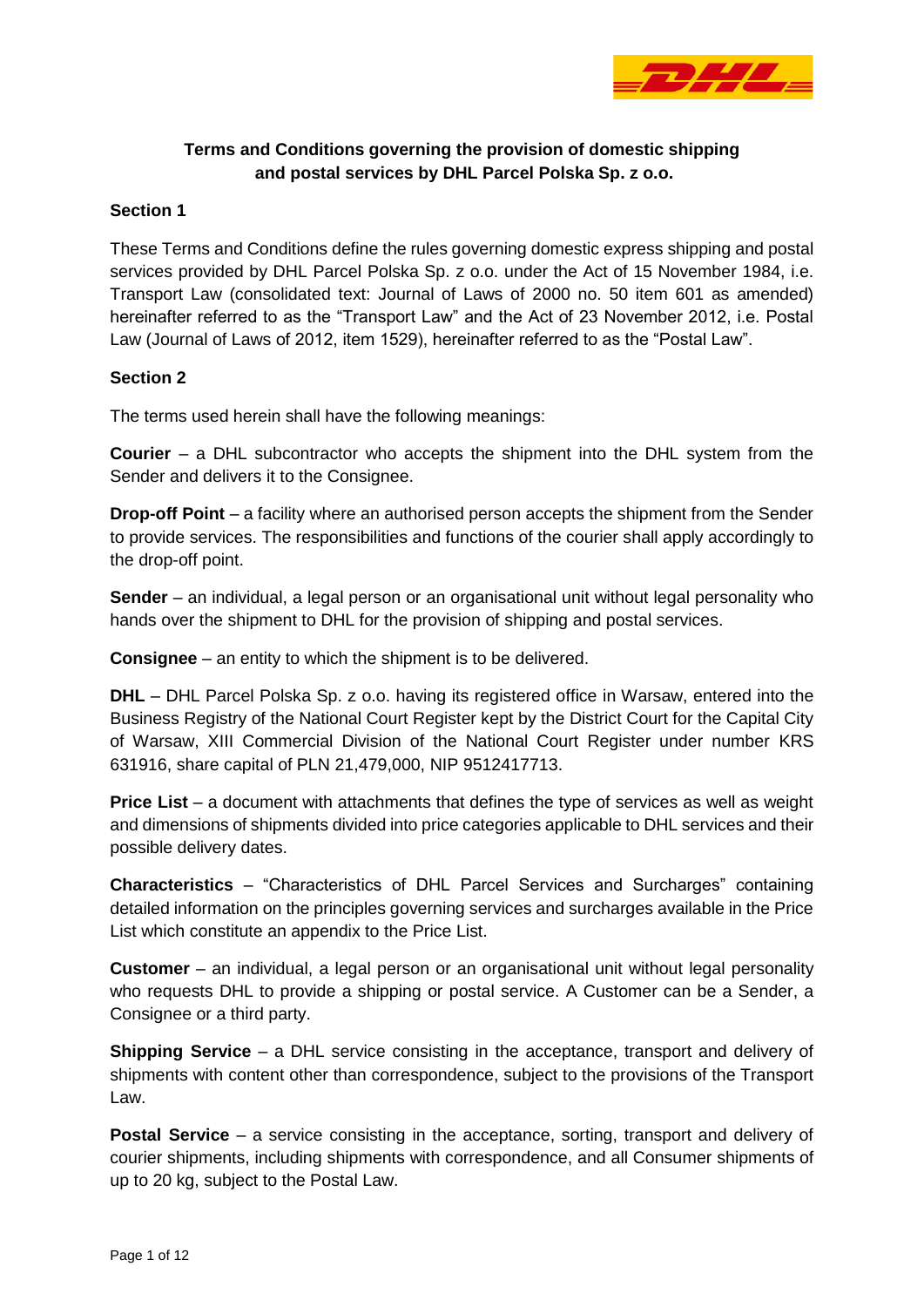# Terms and Conditions governing the provision of domestic shipping and postal services by DHL Parcel Polska Sp. z o.o.

## Section 1

These Terms and Conditions define the rules governing domestic express shipping and postal services provided by DHL Parcel Polska Sp. z o.o. under the Act of 15 November 1984, i.e. Transport Law (consolidated text: Journal of Laws of 2000 no. 50 item 601 as amended) hereinafter referred to as the "Transport Law" and the Act of 23 November 2012, i.e. Postal Law (Journal of Laws of 2012, item 1529), hereinafter referred to as the "Postal Law".

## Section 2

The terms used herein shall have the following meanings:

**Courier** – a DHL subcontractor who accepts the shipment into the DHL system from the Sender and delivers it to the Consignee.

**Drop-off Point** – a facility where an authorised person accepts the shipment from the Sender to provide services. The responsibilities and functions of the courier shall apply accordingly to the drop-off point.

**Sender** – an individual, a legal person or an organisational unit without legal personality who hands over the shipment to DHL for the provision of shipping and postal services.

**Consignee** – an entity to which the shipment is to be delivered.

**DHL** – DHL Parcel Polska Sp. z o.o. having its registered office in Warsaw, entered into the Business Registry of the National Court Register kept by the District Court for the Capital City of Warsaw, XIII Commercial Division of the National Court Register under number KRS 631916, share capital of PLN 21,479,000, NIP 9512417713.

**Price List** – a document with attachments that defines the type of services as well as weight and dimensions of shipments divided into price categories applicable to DHL services and their possible delivery dates.

**Characteristics** – "Characteristics of DHL Parcel Services and Surcharges" containing detailed information on the principles governing services and surcharges available in the Price List which constitute an appendix to the Price List.

**Customer** – an individual, a legal person or an organisational unit without legal personality who requests DHL to provide a shipping or postal service. A Customer can be a Sender, a Consignee or a third party.

**Shipping Service** – a DHL service consisting in the acceptance, transport and delivery of shipments with content other than correspondence, subject to the provisions of the Transport Law.

**Postal Service** – a service consisting in the acceptance, sorting, transport and delivery of courier shipments, including shipments with correspondence, and all Consumer shipments of up to 20 kg, subject to the Postal Law.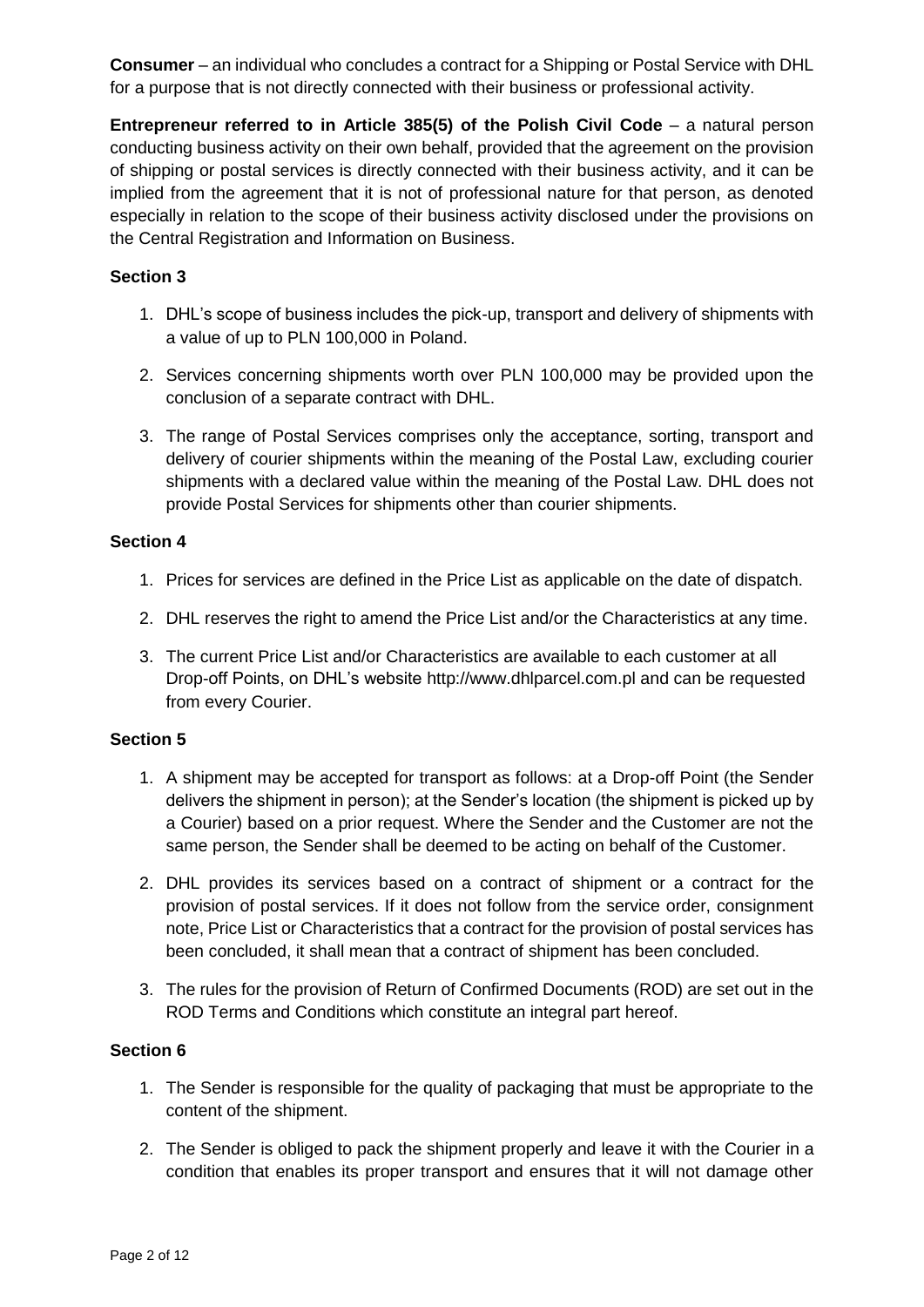**Consumer** – an individual who concludes a contract for a Shipping or Postal Service with DHL for a purpose that is not directly connected with their business or professional activity.

**Entrepreneur referred to in Article 385(5) of the Polish Civil Code** – a natural person conducting business activity on their own behalf, provided that the agreement on the provision of shipping or postal services is directly connected with their business activity, and it can be implied from the agreement that it is not of professional nature for that person, as denoted especially in relation to the scope of their business activity disclosed under the provisions on the Central Registration and Information on Business.

### Section 3

1. DHL's scope of business includes the pick-up, transport and delivery of shipments with a value of up to PLN 100,000 in Poland.
2. Services concerning shipments worth over PLN 100,000 may be provided upon the conclusion of a separate contract with DHL.
3. The range of Postal Services comprises only the acceptance, sorting, transport and delivery of courier shipments within the meaning of the Postal Law, excluding courier shipments with a declared value within the meaning of the Postal Law. DHL does not provide Postal Services for shipments other than courier shipments.

### Section 4

1. Prices for services are defined in the Price List as applicable on the date of dispatch.
2. DHL reserves the right to amend the Price List and/or the Characteristics at any time.
3. The current Price List and/or Characteristics are available to each customer at all Drop-off Points, on DHL's website http://www.dhlparcel.com.pl and can be requested from every Courier.

### Section 5

1. A shipment may be accepted for transport as follows: at a Drop-off Point (the Sender delivers the shipment in person); at the Sender's location (the shipment is picked up by a Courier) based on a prior request. Where the Sender and the Customer are not the same person, the Sender shall be deemed to be acting on behalf of the Customer.
2. DHL provides its services based on a contract of shipment or a contract for the provision of postal services. If it does not follow from the service order, consignment note, Price List or Characteristics that a contract for the provision of postal services has been concluded, it shall mean that a contract of shipment has been concluded.
3. The rules for the provision of Return of Confirmed Documents (ROD) are set out in the ROD Terms and Conditions which constitute an integral part hereof.

### Section 6

1. The Sender is responsible for the quality of packaging that must be appropriate to the content of the shipment.
2. The Sender is obliged to pack the shipment properly and leave it with the Courier in a condition that enables its proper transport and ensures that it will not damage other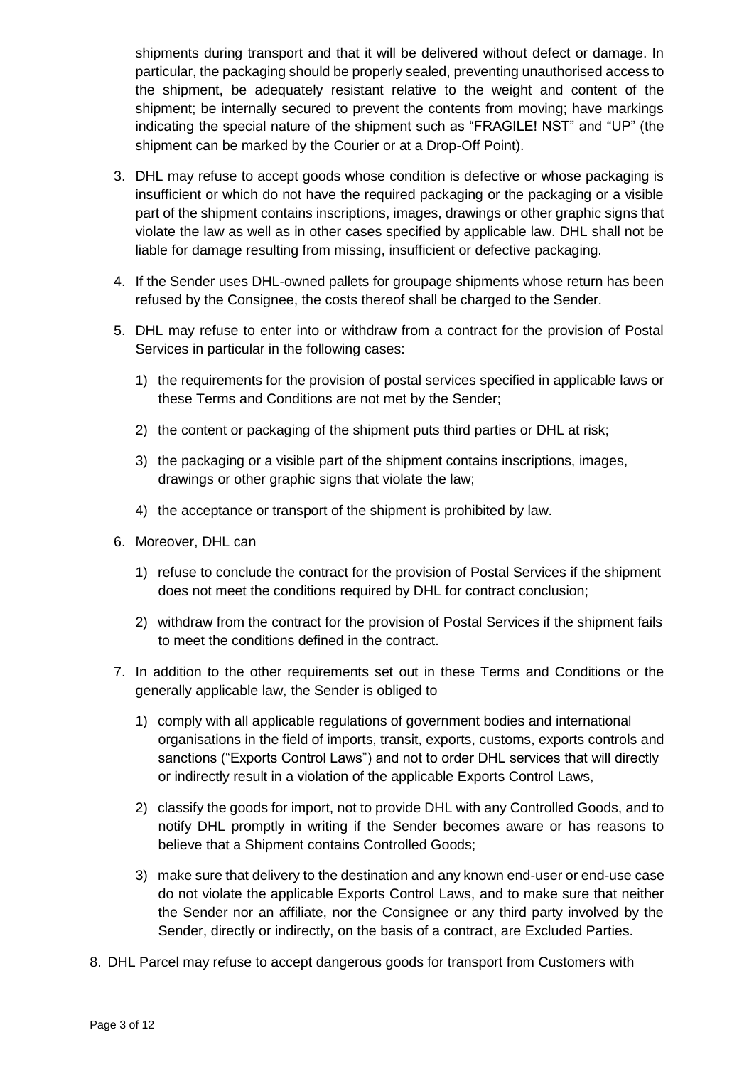shipments during transport and that it will be delivered without defect or damage. In particular, the packaging should be properly sealed, preventing unauthorised access to the shipment, be adequately resistant relative to the weight and content of the shipment; be internally secured to prevent the contents from moving; have markings indicating the special nature of the shipment such as "FRAGILE! NST" and "UP" (the shipment can be marked by the Courier or at a Drop-Off Point).

3. DHL may refuse to accept goods whose condition is defective or whose packaging is insufficient or which do not have the required packaging or the packaging or a visible part of the shipment contains inscriptions, images, drawings or other graphic signs that violate the law as well as in other cases specified by applicable law. DHL shall not be liable for damage resulting from missing, insufficient or defective packaging.

4. If the Sender uses DHL-owned pallets for groupage shipments whose return has been refused by the Consignee, the costs thereof shall be charged to the Sender.

5. DHL may refuse to enter into or withdraw from a contract for the provision of Postal Services in particular in the following cases:

   1) the requirements for the provision of postal services specified in applicable laws or these Terms and Conditions are not met by the Sender;

   2) the content or packaging of the shipment puts third parties or DHL at risk;

   3) the packaging or a visible part of the shipment contains inscriptions, images, drawings or other graphic signs that violate the law;

   4) the acceptance or transport of the shipment is prohibited by law.

6. Moreover, DHL can

   1) refuse to conclude the contract for the provision of Postal Services if the shipment does not meet the conditions required by DHL for contract conclusion;

   2) withdraw from the contract for the provision of Postal Services if the shipment fails to meet the conditions defined in the contract.

7. In addition to the other requirements set out in these Terms and Conditions or the generally applicable law, the Sender is obliged to

   1) comply with all applicable regulations of government bodies and international organisations in the field of imports, transit, exports, customs, exports controls and sanctions ("Exports Control Laws") and not to order DHL services that will directly or indirectly result in a violation of the applicable Exports Control Laws,

   2) classify the goods for import, not to provide DHL with any Controlled Goods, and to notify DHL promptly in writing if the Sender becomes aware or has reasons to believe that a Shipment contains Controlled Goods;

   3) make sure that delivery to the destination and any known end-user or end-use case do not violate the applicable Exports Control Laws, and to make sure that neither the Sender nor an affiliate, nor the Consignee or any third party involved by the Sender, directly or indirectly, on the basis of a contract, are Excluded Parties.

8. DHL Parcel may refuse to accept dangerous goods for transport from Customers with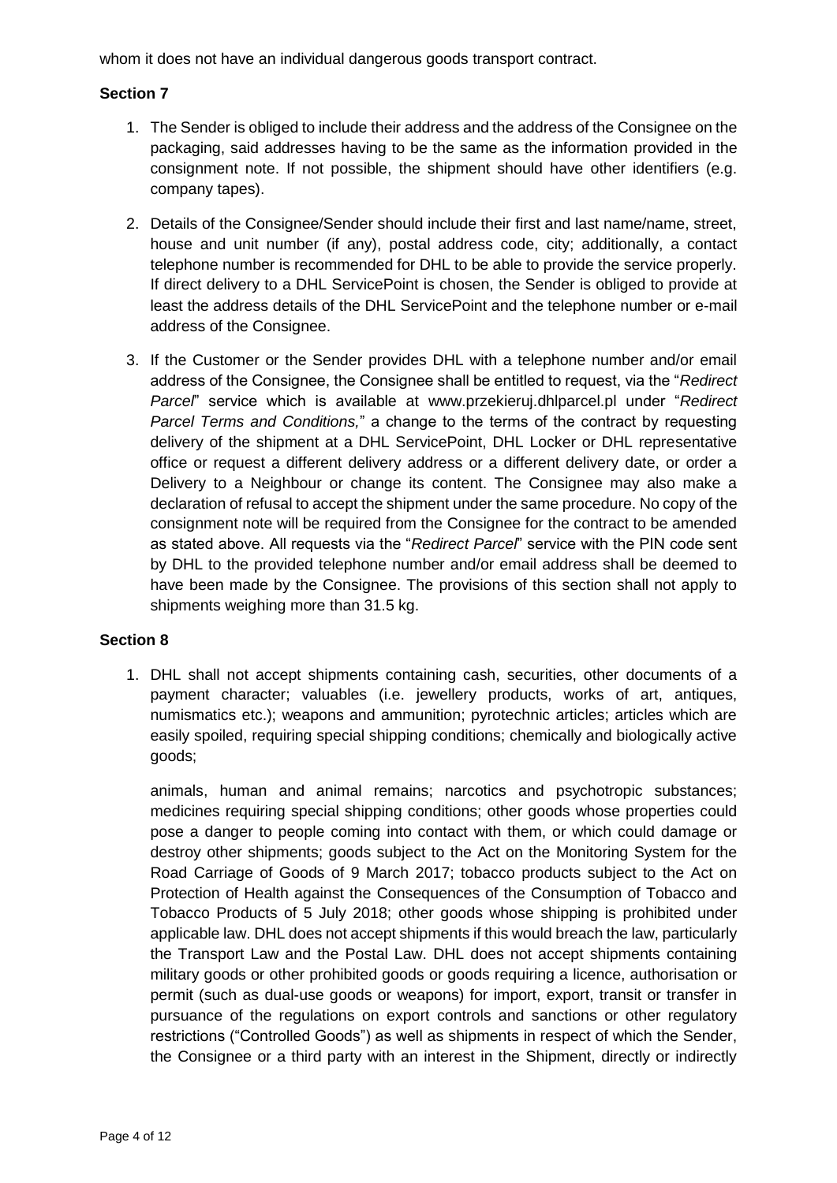whom it does not have an individual dangerous goods transport contract.

## Section 7

1. The Sender is obliged to include their address and the address of the Consignee on the packaging, said addresses having to be the same as the information provided in the consignment note. If not possible, the shipment should have other identifiers (e.g. company tapes).

2. Details of the Consignee/Sender should include their first and last name/name, street, house and unit number (if any), postal address code, city; additionally, a contact telephone number is recommended for DHL to be able to provide the service properly. If direct delivery to a DHL ServicePoint is chosen, the Sender is obliged to provide at least the address details of the DHL ServicePoint and the telephone number or e-mail address of the Consignee.

3. If the Customer or the Sender provides DHL with a telephone number and/or email address of the Consignee, the Consignee shall be entitled to request, via the "*Redirect Parcel*" service which is available at www.przekieruj.dhlparcel.pl under "*Redirect Parcel Terms and Conditions,*" a change to the terms of the contract by requesting delivery of the shipment at a DHL ServicePoint, DHL Locker or DHL representative office or request a different delivery address or a different delivery date, or order a Delivery to a Neighbour or change its content. The Consignee may also make a declaration of refusal to accept the shipment under the same procedure. No copy of the consignment note will be required from the Consignee for the contract to be amended as stated above. All requests via the "*Redirect Parcel*" service with the PIN code sent by DHL to the provided telephone number and/or email address shall be deemed to have been made by the Consignee. The provisions of this section shall not apply to shipments weighing more than 31.5 kg.

## Section 8

1. DHL shall not accept shipments containing cash, securities, other documents of a payment character; valuables (i.e. jewellery products, works of art, antiques, numismatics etc.); weapons and ammunition; pyrotechnic articles; articles which are easily spoiled, requiring special shipping conditions; chemically and biologically active goods;

   animals, human and animal remains; narcotics and psychotropic substances; medicines requiring special shipping conditions; other goods whose properties could pose a danger to people coming into contact with them, or which could damage or destroy other shipments; goods subject to the Act on the Monitoring System for the Road Carriage of Goods of 9 March 2017; tobacco products subject to the Act on Protection of Health against the Consequences of the Consumption of Tobacco and Tobacco Products of 5 July 2018; other goods whose shipping is prohibited under applicable law. DHL does not accept shipments if this would breach the law, particularly the Transport Law and the Postal Law. DHL does not accept shipments containing military goods or other prohibited goods or goods requiring a licence, authorisation or permit (such as dual-use goods or weapons) for import, export, transit or transfer in pursuance of the regulations on export controls and sanctions or other regulatory restrictions ("Controlled Goods") as well as shipments in respect of which the Sender, the Consignee or a third party with an interest in the Shipment, directly or indirectly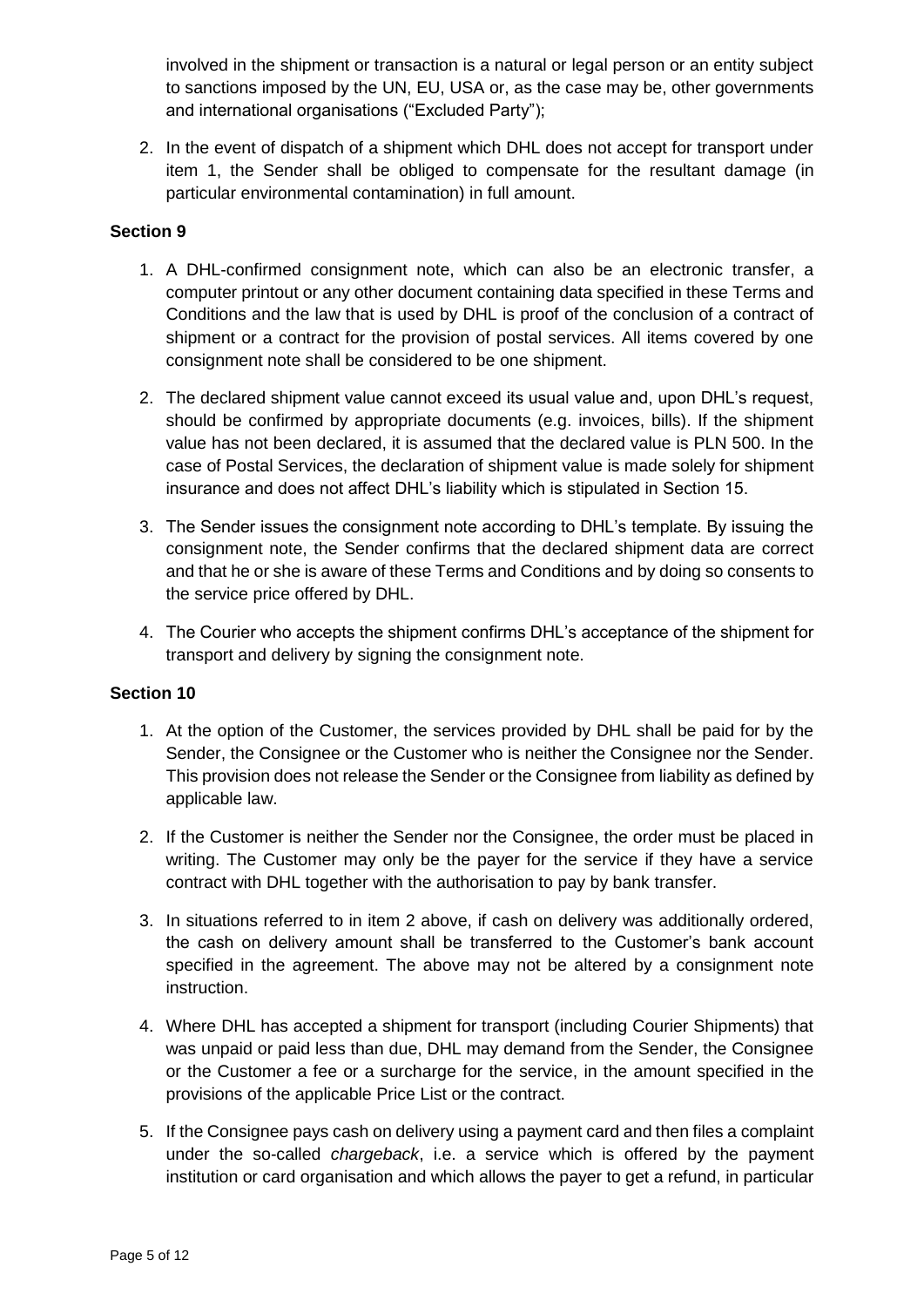involved in the shipment or transaction is a natural or legal person or an entity subject to sanctions imposed by the UN, EU, USA or, as the case may be, other governments and international organisations ("Excluded Party");

2. In the event of dispatch of a shipment which DHL does not accept for transport under item 1, the Sender shall be obliged to compensate for the resultant damage (in particular environmental contamination) in full amount.

**Section 9**

1. A DHL-confirmed consignment note, which can also be an electronic transfer, a computer printout or any other document containing data specified in these Terms and Conditions and the law that is used by DHL is proof of the conclusion of a contract of shipment or a contract for the provision of postal services. All items covered by one consignment note shall be considered to be one shipment.

2. The declared shipment value cannot exceed its usual value and, upon DHL's request, should be confirmed by appropriate documents (e.g. invoices, bills). If the shipment value has not been declared, it is assumed that the declared value is PLN 500. In the case of Postal Services, the declaration of shipment value is made solely for shipment insurance and does not affect DHL's liability which is stipulated in Section 15.

3. The Sender issues the consignment note according to DHL's template. By issuing the consignment note, the Sender confirms that the declared shipment data are correct and that he or she is aware of these Terms and Conditions and by doing so consents to the service price offered by DHL.

4. The Courier who accepts the shipment confirms DHL's acceptance of the shipment for transport and delivery by signing the consignment note.

**Section 10**

1. At the option of the Customer, the services provided by DHL shall be paid for by the Sender, the Consignee or the Customer who is neither the Consignee nor the Sender. This provision does not release the Sender or the Consignee from liability as defined by applicable law.

2. If the Customer is neither the Sender nor the Consignee, the order must be placed in writing. The Customer may only be the payer for the service if they have a service contract with DHL together with the authorisation to pay by bank transfer.

3. In situations referred to in item 2 above, if cash on delivery was additionally ordered, the cash on delivery amount shall be transferred to the Customer's bank account specified in the agreement. The above may not be altered by a consignment note instruction.

4. Where DHL has accepted a shipment for transport (including Courier Shipments) that was unpaid or paid less than due, DHL may demand from the Sender, the Consignee or the Customer a fee or a surcharge for the service, in the amount specified in the provisions of the applicable Price List or the contract.

5. If the Consignee pays cash on delivery using a payment card and then files a complaint under the so-called *chargeback*, i.e. a service which is offered by the payment institution or card organisation and which allows the payer to get a refund, in particular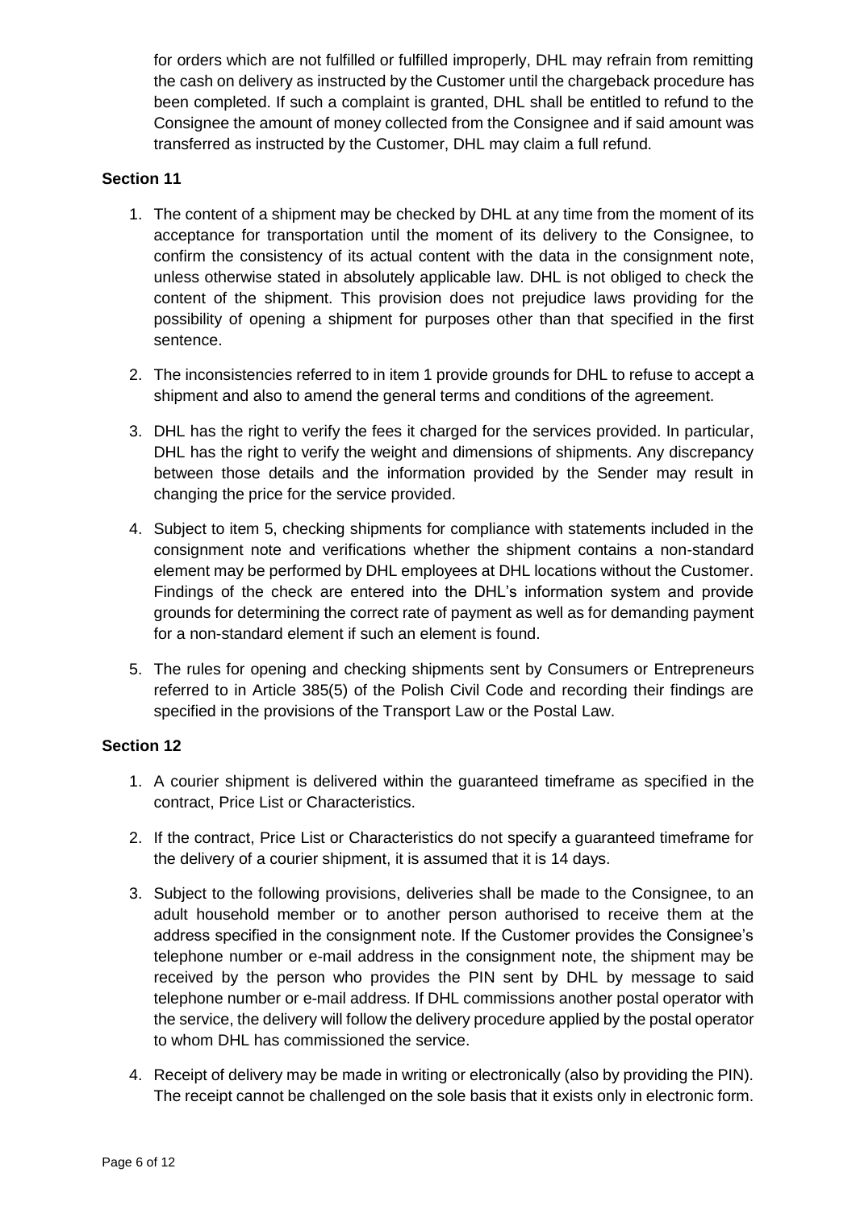for orders which are not fulfilled or fulfilled improperly, DHL may refrain from remitting the cash on delivery as instructed by the Customer until the chargeback procedure has been completed. If such a complaint is granted, DHL shall be entitled to refund to the Consignee the amount of money collected from the Consignee and if said amount was transferred as instructed by the Customer, DHL may claim a full refund.

### Section 11

1. The content of a shipment may be checked by DHL at any time from the moment of its acceptance for transportation until the moment of its delivery to the Consignee, to confirm the consistency of its actual content with the data in the consignment note, unless otherwise stated in absolutely applicable law. DHL is not obliged to check the content of the shipment. This provision does not prejudice laws providing for the possibility of opening a shipment for purposes other than that specified in the first sentence.
2. The inconsistencies referred to in item 1 provide grounds for DHL to refuse to accept a shipment and also to amend the general terms and conditions of the agreement.
3. DHL has the right to verify the fees it charged for the services provided. In particular, DHL has the right to verify the weight and dimensions of shipments. Any discrepancy between those details and the information provided by the Sender may result in changing the price for the service provided.
4. Subject to item 5, checking shipments for compliance with statements included in the consignment note and verifications whether the shipment contains a non-standard element may be performed by DHL employees at DHL locations without the Customer. Findings of the check are entered into the DHL's information system and provide grounds for determining the correct rate of payment as well as for demanding payment for a non-standard element if such an element is found.
5. The rules for opening and checking shipments sent by Consumers or Entrepreneurs referred to in Article 385(5) of the Polish Civil Code and recording their findings are specified in the provisions of the Transport Law or the Postal Law.

### Section 12

1. A courier shipment is delivered within the guaranteed timeframe as specified in the contract, Price List or Characteristics.
2. If the contract, Price List or Characteristics do not specify a guaranteed timeframe for the delivery of a courier shipment, it is assumed that it is 14 days.
3. Subject to the following provisions, deliveries shall be made to the Consignee, to an adult household member or to another person authorised to receive them at the address specified in the consignment note. If the Customer provides the Consignee's telephone number or e-mail address in the consignment note, the shipment may be received by the person who provides the PIN sent by DHL by message to said telephone number or e-mail address. If DHL commissions another postal operator with the service, the delivery will follow the delivery procedure applied by the postal operator to whom DHL has commissioned the service.
4. Receipt of delivery may be made in writing or electronically (also by providing the PIN). The receipt cannot be challenged on the sole basis that it exists only in electronic form.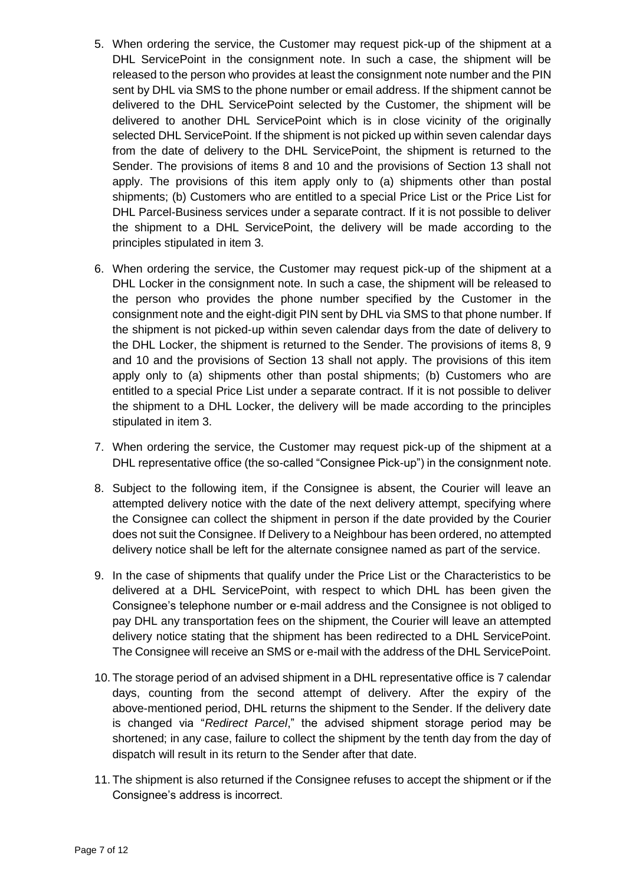5. When ordering the service, the Customer may request pick-up of the shipment at a DHL ServicePoint in the consignment note. In such a case, the shipment will be released to the person who provides at least the consignment note number and the PIN sent by DHL via SMS to the phone number or email address. If the shipment cannot be delivered to the DHL ServicePoint selected by the Customer, the shipment will be delivered to another DHL ServicePoint which is in close vicinity of the originally selected DHL ServicePoint. If the shipment is not picked up within seven calendar days from the date of delivery to the DHL ServicePoint, the shipment is returned to the Sender. The provisions of items 8 and 10 and the provisions of Section 13 shall not apply. The provisions of this item apply only to (a) shipments other than postal shipments; (b) Customers who are entitled to a special Price List or the Price List for DHL Parcel-Business services under a separate contract. If it is not possible to deliver the shipment to a DHL ServicePoint, the delivery will be made according to the principles stipulated in item 3.

6. When ordering the service, the Customer may request pick-up of the shipment at a DHL Locker in the consignment note. In such a case, the shipment will be released to the person who provides the phone number specified by the Customer in the consignment note and the eight-digit PIN sent by DHL via SMS to that phone number. If the shipment is not picked-up within seven calendar days from the date of delivery to the DHL Locker, the shipment is returned to the Sender. The provisions of items 8, 9 and 10 and the provisions of Section 13 shall not apply. The provisions of this item apply only to (a) shipments other than postal shipments; (b) Customers who are entitled to a special Price List under a separate contract. If it is not possible to deliver the shipment to a DHL Locker, the delivery will be made according to the principles stipulated in item 3.

7. When ordering the service, the Customer may request pick-up of the shipment at a DHL representative office (the so-called "Consignee Pick-up") in the consignment note.

8. Subject to the following item, if the Consignee is absent, the Courier will leave an attempted delivery notice with the date of the next delivery attempt, specifying where the Consignee can collect the shipment in person if the date provided by the Courier does not suit the Consignee. If Delivery to a Neighbour has been ordered, no attempted delivery notice shall be left for the alternate consignee named as part of the service.

9. In the case of shipments that qualify under the Price List or the Characteristics to be delivered at a DHL ServicePoint, with respect to which DHL has been given the Consignee's telephone number or e-mail address and the Consignee is not obliged to pay DHL any transportation fees on the shipment, the Courier will leave an attempted delivery notice stating that the shipment has been redirected to a DHL ServicePoint. The Consignee will receive an SMS or e-mail with the address of the DHL ServicePoint.

10. The storage period of an advised shipment in a DHL representative office is 7 calendar days, counting from the second attempt of delivery. After the expiry of the above-mentioned period, DHL returns the shipment to the Sender. If the delivery date is changed via "*Redirect Parcel*," the advised shipment storage period may be shortened; in any case, failure to collect the shipment by the tenth day from the day of dispatch will result in its return to the Sender after that date.

11. The shipment is also returned if the Consignee refuses to accept the shipment or if the Consignee's address is incorrect.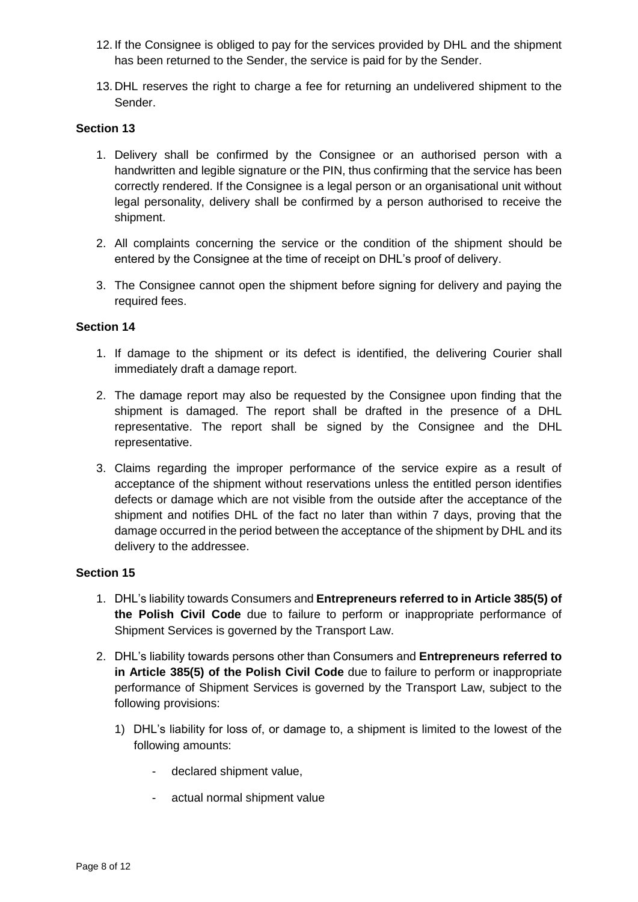12. If the Consignee is obliged to pay for the services provided by DHL and the shipment has been returned to the Sender, the service is paid for by the Sender.

13. DHL reserves the right to charge a fee for returning an undelivered shipment to the Sender.

**Section 13**

1. Delivery shall be confirmed by the Consignee or an authorised person with a handwritten and legible signature or the PIN, thus confirming that the service has been correctly rendered. If the Consignee is a legal person or an organisational unit without legal personality, delivery shall be confirmed by a person authorised to receive the shipment.

2. All complaints concerning the service or the condition of the shipment should be entered by the Consignee at the time of receipt on DHL's proof of delivery.

3. The Consignee cannot open the shipment before signing for delivery and paying the required fees.

**Section 14**

1. If damage to the shipment or its defect is identified, the delivering Courier shall immediately draft a damage report.

2. The damage report may also be requested by the Consignee upon finding that the shipment is damaged. The report shall be drafted in the presence of a DHL representative. The report shall be signed by the Consignee and the DHL representative.

3. Claims regarding the improper performance of the service expire as a result of acceptance of the shipment without reservations unless the entitled person identifies defects or damage which are not visible from the outside after the acceptance of the shipment and notifies DHL of the fact no later than within 7 days, proving that the damage occurred in the period between the acceptance of the shipment by DHL and its delivery to the addressee.

**Section 15**

1. DHL's liability towards Consumers and **Entrepreneurs referred to in Article 385(5) of the Polish Civil Code** due to failure to perform or inappropriate performance of Shipment Services is governed by the Transport Law.

2. DHL's liability towards persons other than Consumers and **Entrepreneurs referred to in Article 385(5) of the Polish Civil Code** due to failure to perform or inappropriate performance of Shipment Services is governed by the Transport Law, subject to the following provisions:

   1) DHL's liability for loss of, or damage to, a shipment is limited to the lowest of the following amounts:

      - declared shipment value,

      - actual normal shipment value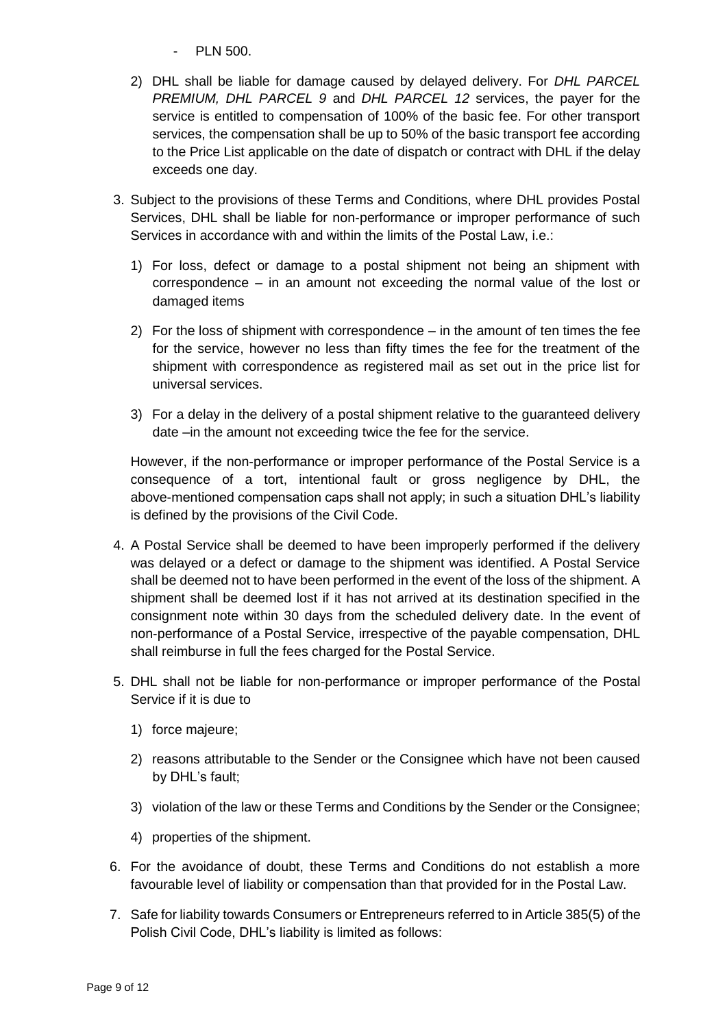- PLN 500.

2) DHL shall be liable for damage caused by delayed delivery. For *DHL PARCEL PREMIUM, DHL PARCEL 9* and *DHL PARCEL 12* services, the payer for the service is entitled to compensation of 100% of the basic fee. For other transport services, the compensation shall be up to 50% of the basic transport fee according to the Price List applicable on the date of dispatch or contract with DHL if the delay exceeds one day.

3. Subject to the provisions of these Terms and Conditions, where DHL provides Postal Services, DHL shall be liable for non-performance or improper performance of such Services in accordance with and within the limits of the Postal Law, i.e.:

   1) For loss, defect or damage to a postal shipment not being an shipment with correspondence – in an amount not exceeding the normal value of the lost or damaged items

   2) For the loss of shipment with correspondence – in the amount of ten times the fee for the service, however no less than fifty times the fee for the treatment of the shipment with correspondence as registered mail as set out in the price list for universal services.

   3) For a delay in the delivery of a postal shipment relative to the guaranteed delivery date –in the amount not exceeding twice the fee for the service.

   However, if the non-performance or improper performance of the Postal Service is a consequence of a tort, intentional fault or gross negligence by DHL, the above-mentioned compensation caps shall not apply; in such a situation DHL's liability is defined by the provisions of the Civil Code.

4. A Postal Service shall be deemed to have been improperly performed if the delivery was delayed or a defect or damage to the shipment was identified. A Postal Service shall be deemed not to have been performed in the event of the loss of the shipment. A shipment shall be deemed lost if it has not arrived at its destination specified in the consignment note within 30 days from the scheduled delivery date. In the event of non-performance of a Postal Service, irrespective of the payable compensation, DHL shall reimburse in full the fees charged for the Postal Service.

5. DHL shall not be liable for non-performance or improper performance of the Postal Service if it is due to

   1) force majeure;

   2) reasons attributable to the Sender or the Consignee which have not been caused by DHL's fault;

   3) violation of the law or these Terms and Conditions by the Sender or the Consignee;

   4) properties of the shipment.

6. For the avoidance of doubt, these Terms and Conditions do not establish a more favourable level of liability or compensation than that provided for in the Postal Law.

7. Safe for liability towards Consumers or Entrepreneurs referred to in Article 385(5) of the Polish Civil Code, DHL's liability is limited as follows: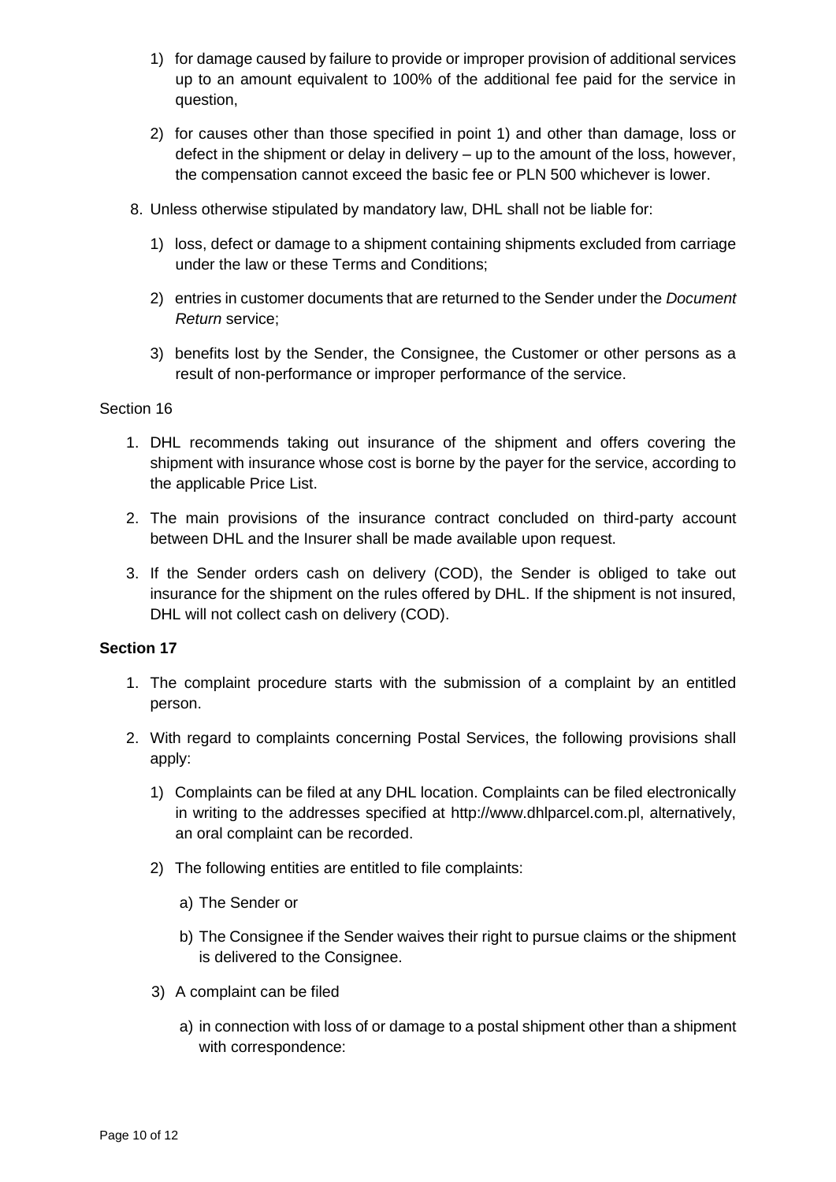1) for damage caused by failure to provide or improper provision of additional services up to an amount equivalent to 100% of the additional fee paid for the service in question,

2) for causes other than those specified in point 1) and other than damage, loss or defect in the shipment or delay in delivery – up to the amount of the loss, however, the compensation cannot exceed the basic fee or PLN 500 whichever is lower.

8. Unless otherwise stipulated by mandatory law, DHL shall not be liable for:

   1) loss, defect or damage to a shipment containing shipments excluded from carriage under the law or these Terms and Conditions;

   2) entries in customer documents that are returned to the Sender under the *Document Return* service;

   3) benefits lost by the Sender, the Consignee, the Customer or other persons as a result of non-performance or improper performance of the service.

Section 16

1. DHL recommends taking out insurance of the shipment and offers covering the shipment with insurance whose cost is borne by the payer for the service, according to the applicable Price List.

2. The main provisions of the insurance contract concluded on third-party account between DHL and the Insurer shall be made available upon request.

3. If the Sender orders cash on delivery (COD), the Sender is obliged to take out insurance for the shipment on the rules offered by DHL. If the shipment is not insured, DHL will not collect cash on delivery (COD).

**Section 17**

1. The complaint procedure starts with the submission of a complaint by an entitled person.

2. With regard to complaints concerning Postal Services, the following provisions shall apply:

   1) Complaints can be filed at any DHL location. Complaints can be filed electronically in writing to the addresses specified at http://www.dhlparcel.com.pl, alternatively, an oral complaint can be recorded.

   2) The following entities are entitled to file complaints:

      a) The Sender or

      b) The Consignee if the Sender waives their right to pursue claims or the shipment is delivered to the Consignee.

   3) A complaint can be filed

      a) in connection with loss of or damage to a postal shipment other than a shipment with correspondence: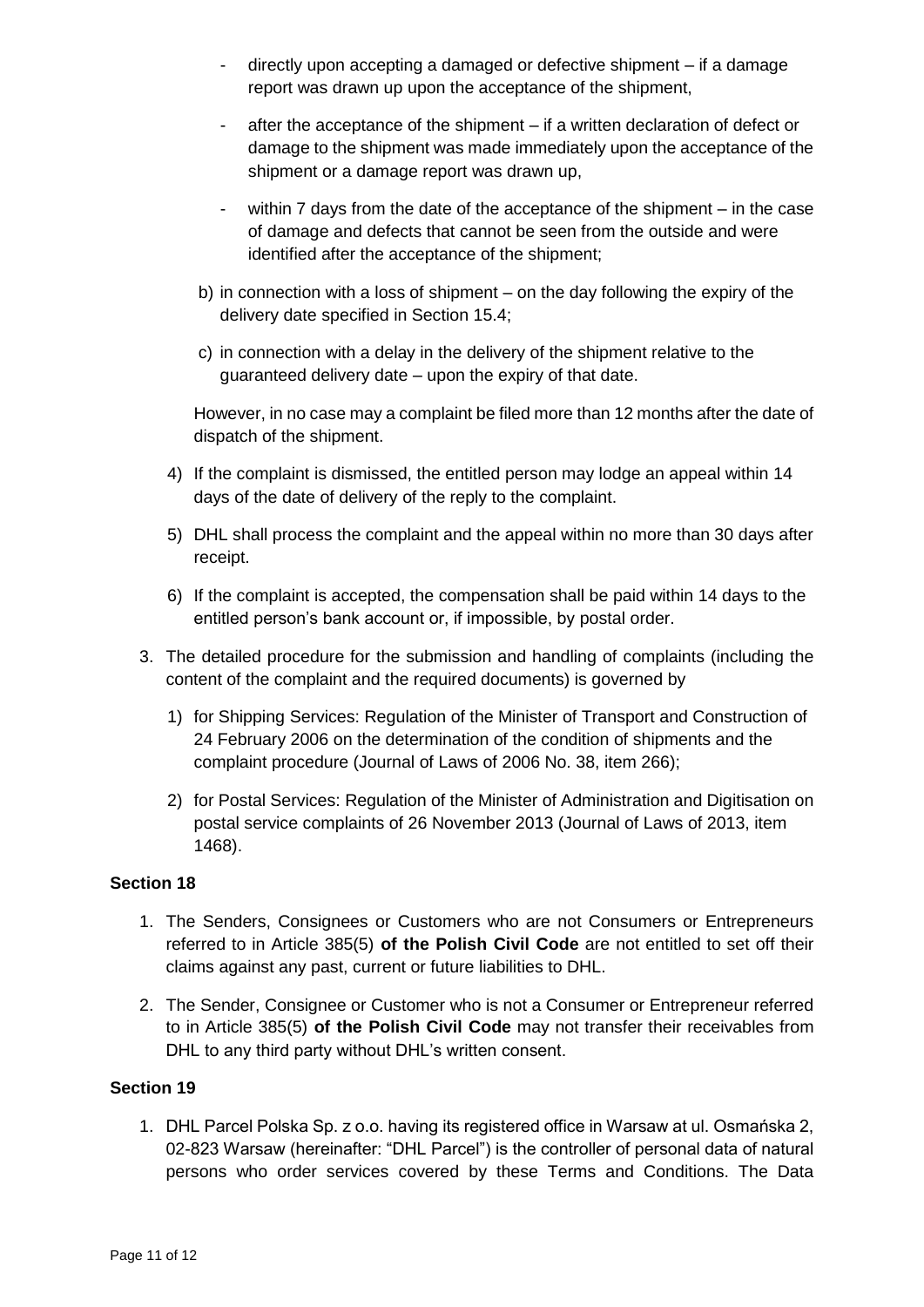- directly upon accepting a damaged or defective shipment – if a damage report was drawn up upon the acceptance of the shipment,
  - after the acceptance of the shipment – if a written declaration of defect or damage to the shipment was made immediately upon the acceptance of the shipment or a damage report was drawn up,
  - within 7 days from the date of the acceptance of the shipment – in the case of damage and defects that cannot be seen from the outside and were identified after the acceptance of the shipment;

 b) in connection with a loss of shipment – on the day following the expiry of the delivery date specified in Section 15.4;

 c) in connection with a delay in the delivery of the shipment relative to the guaranteed delivery date – upon the expiry of that date.

 However, in no case may a complaint be filed more than 12 months after the date of dispatch of the shipment.

4) If the complaint is dismissed, the entitled person may lodge an appeal within 14 days of the date of delivery of the reply to the complaint.
5) DHL shall process the complaint and the appeal within no more than 30 days after receipt.
6) If the complaint is accepted, the compensation shall be paid within 14 days to the entitled person's bank account or, if impossible, by postal order.

3. The detailed procedure for the submission and handling of complaints (including the content of the complaint and the required documents) is governed by
   1) for Shipping Services: Regulation of the Minister of Transport and Construction of 24 February 2006 on the determination of the condition of shipments and the complaint procedure (Journal of Laws of 2006 No. 38, item 266);
   2) for Postal Services: Regulation of the Minister of Administration and Digitisation on postal service complaints of 26 November 2013 (Journal of Laws of 2013, item 1468).

**Section 18**

1. The Senders, Consignees or Customers who are not Consumers or Entrepreneurs referred to in Article 385(5) **of the Polish Civil Code** are not entitled to set off their claims against any past, current or future liabilities to DHL.
2. The Sender, Consignee or Customer who is not a Consumer or Entrepreneur referred to in Article 385(5) **of the Polish Civil Code** may not transfer their receivables from DHL to any third party without DHL's written consent.

**Section 19**

1. DHL Parcel Polska Sp. z o.o. having its registered office in Warsaw at ul. Osmańska 2, 02-823 Warsaw (hereinafter: "DHL Parcel") is the controller of personal data of natural persons who order services covered by these Terms and Conditions. The Data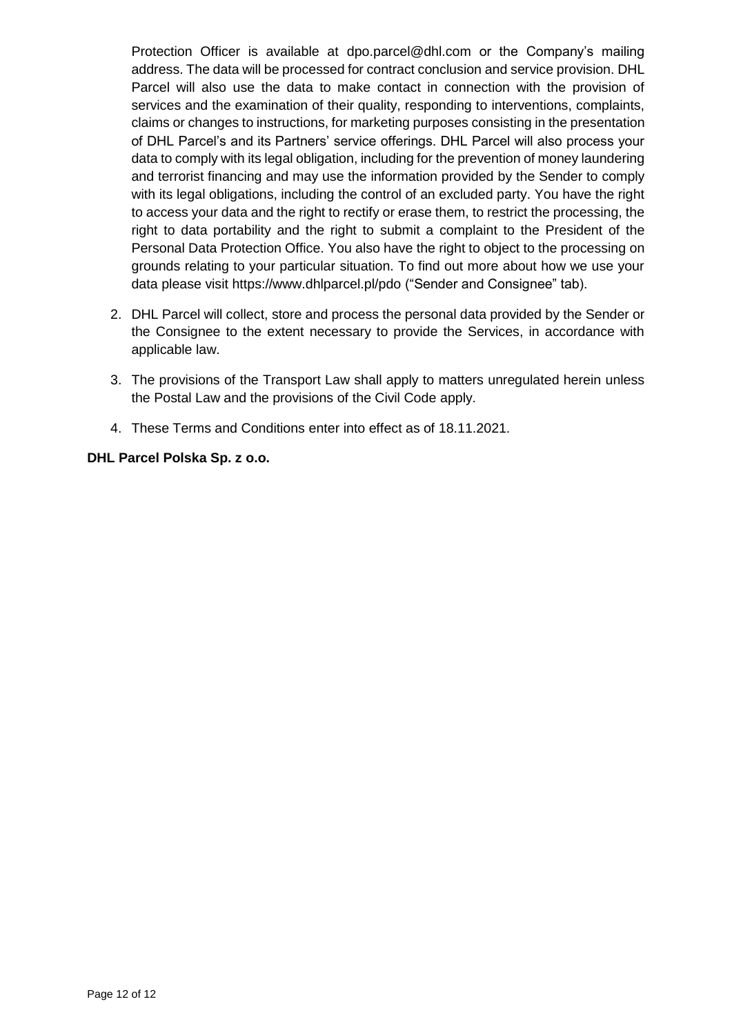Protection Officer is available at dpo.parcel@dhl.com or the Company's mailing address. The data will be processed for contract conclusion and service provision. DHL Parcel will also use the data to make contact in connection with the provision of services and the examination of their quality, responding to interventions, complaints, claims or changes to instructions, for marketing purposes consisting in the presentation of DHL Parcel's and its Partners' service offerings. DHL Parcel will also process your data to comply with its legal obligation, including for the prevention of money laundering and terrorist financing and may use the information provided by the Sender to comply with its legal obligations, including the control of an excluded party. You have the right to access your data and the right to rectify or erase them, to restrict the processing, the right to data portability and the right to submit a complaint to the President of the Personal Data Protection Office. You also have the right to object to the processing on grounds relating to your particular situation. To find out more about how we use your data please visit https://www.dhlparcel.pl/pdo ("Sender and Consignee" tab).

2. DHL Parcel will collect, store and process the personal data provided by the Sender or the Consignee to the extent necessary to provide the Services, in accordance with applicable law.

3. The provisions of the Transport Law shall apply to matters unregulated herein unless the Postal Law and the provisions of the Civil Code apply.

4. These Terms and Conditions enter into effect as of 18.11.2021.

**DHL Parcel Polska Sp. z o.o.**